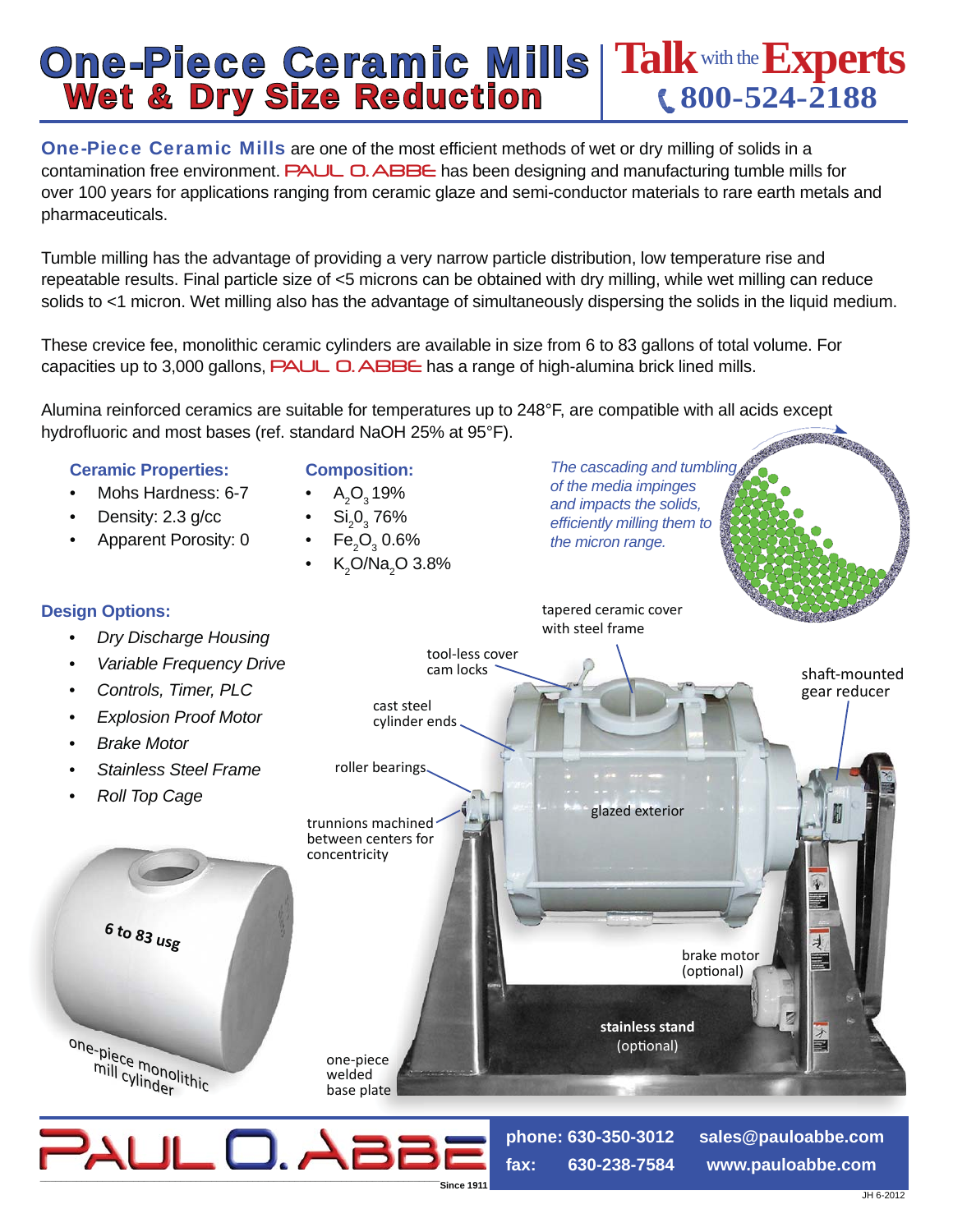# One-Piece Ceramic Mills

## Wet & Dry Size Reduction

**Talk** with the **Experts** 800-524-2188

**One-Piece Ceramic Mills** are one of the most efficient methods of wet or dry milling of solids in a contamination free environment. PAUL O. ABBE has been designing and manufacturing tumble mills for over 100 years for applications ranging from ceramic glaze and semi-conductor materials to rare earth metals and pharmaceuticals.

Tumble milling has the advantage of providing a very narrow particle distribution, low temperature rise and repeatable results. Final particle size of <5 microns can be obtained with dry milling, while wet milling can reduce solids to <1 micron. Wet milling also has the advantage of simultaneously dispersing the solids in the liquid medium.

These crevice fee, monolithic ceramic cylinders are available in size from 6 to 83 gallons of total volume. For capacities up to 3,000 gallons, PAUL O. ABBE has a range of high-alumina brick lined mills.

Alumina reinforced ceramics are suitable for temperatures up to 248°F, are compatible with all acids except hydrofluoric and most bases (ref. standard NaOH 25% at 95°F).

### Ceramic Properties:

- Mohs Hardness: 6-7
- Density: 2.3 g/cc
- Apparent Porosity: 0

### Composition:

- $A_2O_3$ 19%
- $Si_2O_3$ 76%
- $Fe_2O_3$ 0.6%
- $K_2O/Na_2O$ 3.8%

*The cascading and tumbling of the media impinges and impacts the solids, efficiently milling them to the micron range.*

### Design Options:

- *Dry Discharge Housing*
- *Variable Frequency Drive*
- *Controls, Timer, PLC*
- *Explosion Proof Motor*
- *Brake Motor*
- *Stainless Steel Frame*
- *Roll Top Cage*

tapered ceramic cover with steel frame

tool-less cover cam locks

shaft-mounted gear reducer

cast steel cylinder ends

roller bearings

glazed exterior

trunnions machined between centers for concentricity

6 to 83 usg

brake motor (optional)

**stainless stand** (optional)

one-piece monolithic mill cylinder

one-piece welded base plate

PAUL O. ABBE Since 1911

**phone: 630-350-3012** **sales@pauloabbe.com**

**fax: 630-238-7584** **www.pauloabbe.com**

JH 6-2012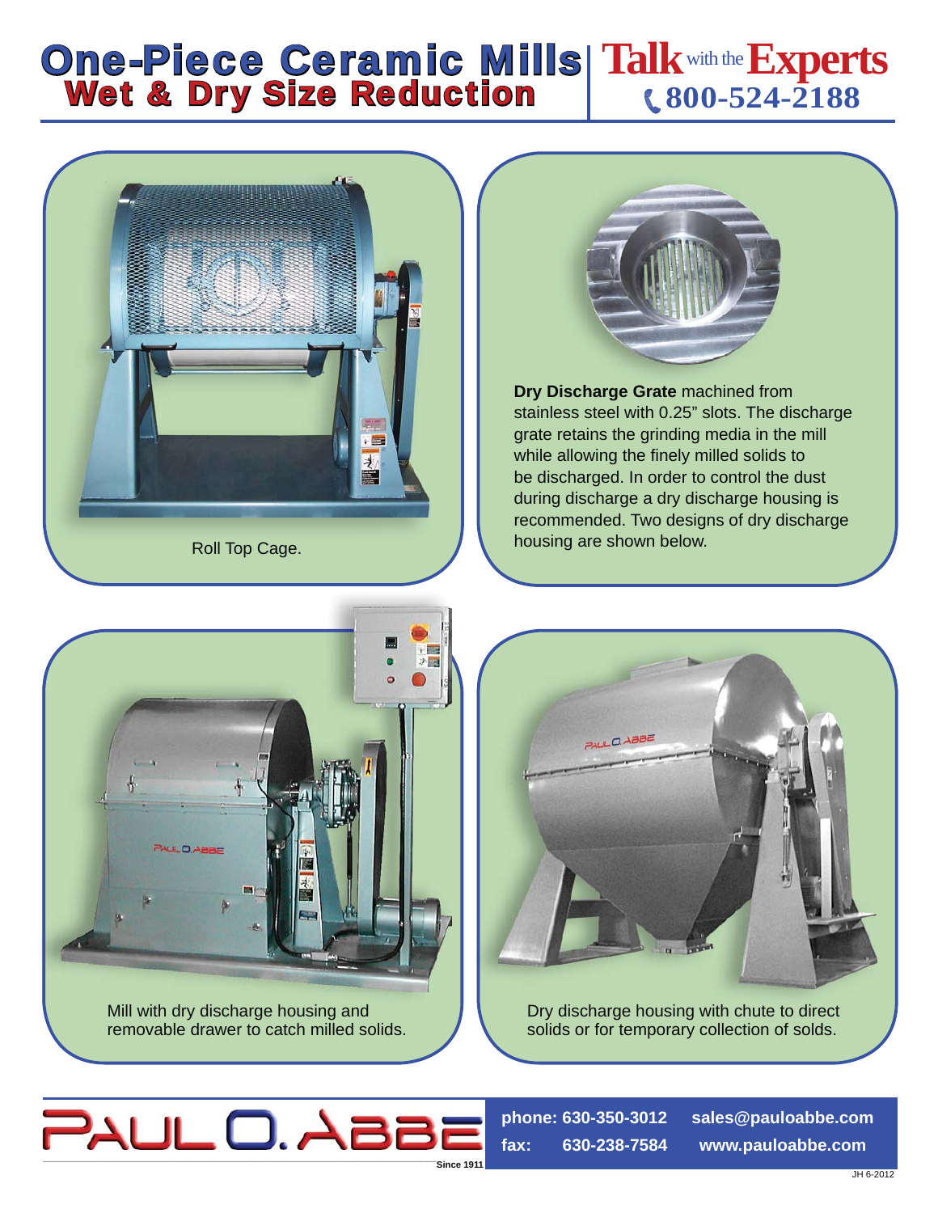# One-Piece Ceramic Mills
## Wet & Dry Size Reduction

**Talk** with the **Experts**
800-524-2188

Roll Top Cage.

**Dry Discharge Grate** machined from stainless steel with 0.25" slots. The discharge grate retains the grinding media in the mill while allowing the finely milled solids to be discharged. In order to control the dust during discharge a dry discharge housing is recommended. Two designs of dry discharge housing are shown below.

Mill with dry discharge housing and removable drawer to catch milled solids.

Dry discharge housing with chute to direct solids or for temporary collection of solds.

PAUL O. ABBE
Since 1911

**phone: 630-350-3012** **sales@pauloabbe.com**
**fax: 630-238-7584** **www.pauloabbe.com**

JH 6-2012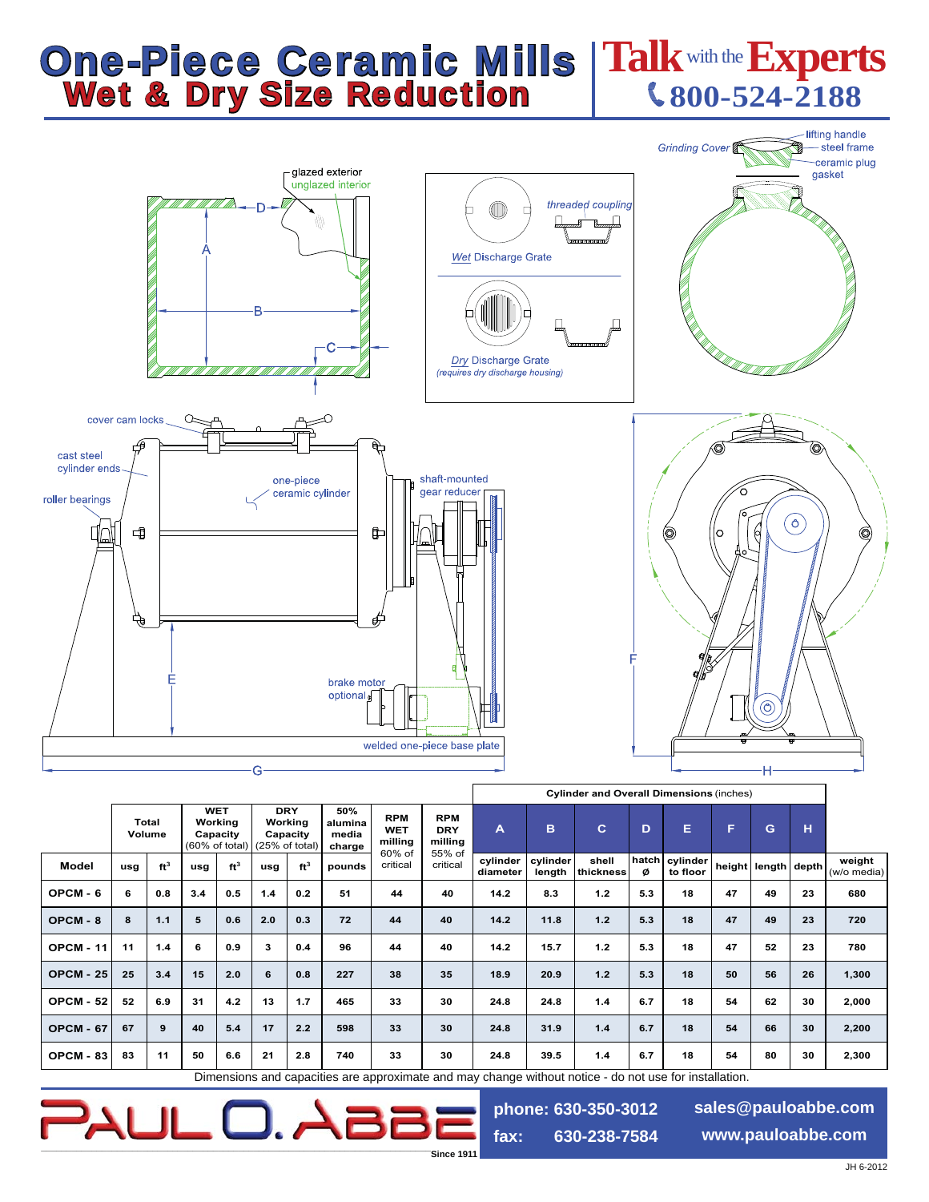# One-Piece Ceramic Mills
## Wet & Dry Size Reduction

**Talk** with the **Experts**
800-524-2188

glazed exterior
unglazed interior
D
A
B
C

threaded coupling
*Wet* Discharge Grate
*Dry* Discharge Grate
*(requires dry discharge housing)*

Grinding Cover
lifting handle
steel frame
ceramic plug
gasket

cover cam locks
cast steel cylinder ends
roller bearings
one-piece ceramic cylinder
shaft-mounted gear reducer
E
brake motor optional
welded one-piece base plate
G
F
H

| | Total Volume | | WET Working Capacity (60% of total) | | DRY Working Capacity (25% of total) | | 50% alumina media charge | RPM WET milling 60% of critical | RPM DRY milling 55% of critical | Cylinder and Overall Dimensions (inches) | | | | | | | | |
|---|---|---|---|---|---|---|---|---|---|---|---|---|---|---|---|---|---|---|
| | | | | | | | | | | A | B | C | D | E | F | G | H | |
| Model | usg | ft³ | usg | ft³ | usg | ft³ | pounds | | | cylinder diameter | cylinder length | shell thickness | hatch ø | cylinder to floor | height | length | depth | weight (w/o media) |
| OPCM - 6 | 6 | 0.8 | 3.4 | 0.5 | 1.4 | 0.2 | 51 | 44 | 40 | 14.2 | 8.3 | 1.2 | 5.3 | 18 | 47 | 49 | 23 | 680 |
| OPCM - 8 | 8 | 1.1 | 5 | 0.6 | 2.0 | 0.3 | 72 | 44 | 40 | 14.2 | 11.8 | 1.2 | 5.3 | 18 | 47 | 49 | 23 | 720 |
| OPCM - 11 | 11 | 1.4 | 6 | 0.9 | 3 | 0.4 | 96 | 44 | 40 | 14.2 | 15.7 | 1.2 | 5.3 | 18 | 47 | 52 | 23 | 780 |
| OPCM - 25 | 25 | 3.4 | 15 | 2.0 | 6 | 0.8 | 227 | 38 | 35 | 18.9 | 20.9 | 1.2 | 5.3 | 18 | 50 | 56 | 26 | 1,300 |
| OPCM - 52 | 52 | 6.9 | 31 | 4.2 | 13 | 1.7 | 465 | 33 | 30 | 24.8 | 24.8 | 1.4 | 6.7 | 18 | 54 | 62 | 30 | 2,000 |
| OPCM - 67 | 67 | 9 | 40 | 5.4 | 17 | 2.2 | 598 | 33 | 30 | 24.8 | 31.9 | 1.4 | 6.7 | 18 | 54 | 66 | 30 | 2,200 |
| OPCM - 83 | 83 | 11 | 50 | 6.6 | 21 | 2.8 | 740 | 33 | 30 | 24.8 | 39.5 | 1.4 | 6.7 | 18 | 54 | 80 | 30 | 2,300 |

Dimensions and capacities are approximate and may change without notice - do not use for installation.

PAUL O. ABBE
Since 1911

phone: 630-350-3012
fax: 630-238-7584
sales@pauloabbe.com
www.pauloabbe.com

JH 6-2012